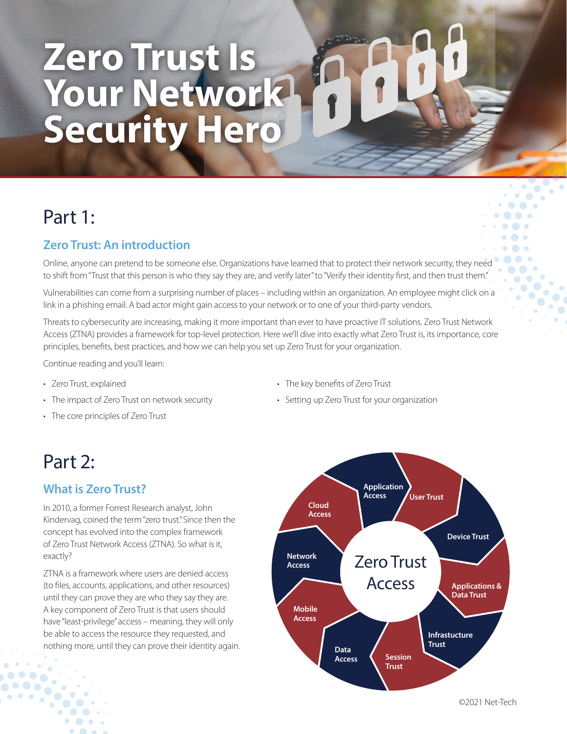# Zero Trust Is Your Network Security Hero

## Part 1:

### Zero Trust: An introduction

Online, anyone can pretend to be someone else. Organizations have learned that to protect their network security, they need to shift from "Trust that this person is who they say they are, and verify later" to "Verify their identity first, and then trust them."

Vulnerabilities can come from a surprising number of places – including within an organization. An employee might click on a link in a phishing email. A bad actor might gain access to your network or to one of your third-party vendors.

Threats to cybersecurity are increasing, making it more important than ever to have proactive IT solutions. Zero Trust Network Access (ZTNA) provides a framework for top-level protection. Here we'll dive into exactly what Zero Trust is, its importance, core principles, benefits, best practices, and how we can help you set up Zero Trust for your organization.

Continue reading and you'll learn:

- Zero Trust, explained
- The impact of Zero Trust on network security
- The core principles of Zero Trust
- The key benefits of Zero Trust
- Setting up Zero Trust for your organization

## Part 2:

### What is Zero Trust?

In 2010, a former Forrest Research analyst, John Kindervag, coined the term "zero trust." Since then the concept has evolved into the complex framework of Zero Trust Network Access (ZTNA). So what is it, exactly?

ZTNA is a framework where users are denied access (to files, accounts, applications, and other resources) until they can prove they are who they say they are. A key component of Zero Trust is that users should have "least-privilege" access – meaning, they will only be able to access the resource they requested, and nothing more, until they can prove their identity again.

Zero Trust Access

- Application Access
- User Trust
- Device Trust
- Applications & Data Trust
- Infrastucture Trust
- Session Trust
- Data Access
- Mobile Access
- Network Access
- Cloud Access

©2021 Net-Tech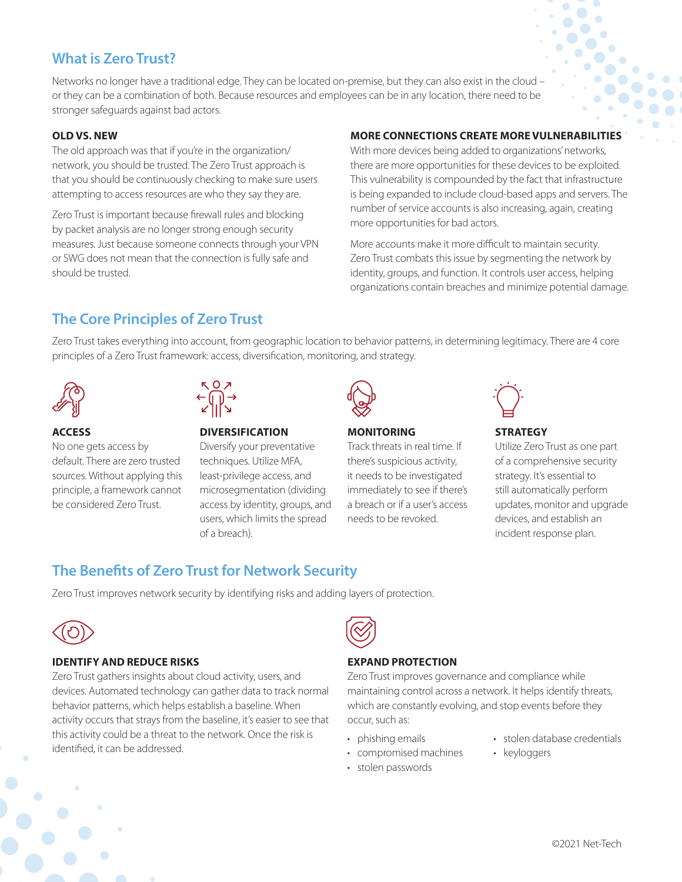## What is Zero Trust?

Networks no longer have a traditional edge. They can be located on-premise, but they can also exist in the cloud – or they can be a combination of both. Because resources and employees can be in any location, there need to be stronger safeguards against bad actors.

### OLD VS. NEW

The old approach was that if you're in the organization/network, you should be trusted. The Zero Trust approach is that you should be continuously checking to make sure users attempting to access resources are who they say they are.

Zero Trust is important because firewall rules and blocking by packet analysis are no longer strong enough security measures. Just because someone connects through your VPN or SWG does not mean that the connection is fully safe and should be trusted.

### MORE CONNECTIONS CREATE MORE VULNERABILITIES

With more devices being added to organizations' networks, there are more opportunities for these devices to be exploited. This vulnerability is compounded by the fact that infrastructure is being expanded to include cloud-based apps and servers. The number of service accounts is also increasing, again, creating more opportunities for bad actors.

More accounts make it more difficult to maintain security. Zero Trust combats this issue by segmenting the network by identity, groups, and function. It controls user access, helping organizations contain breaches and minimize potential damage.

## The Core Principles of Zero Trust

Zero Trust takes everything into account, from geographic location to behavior patterns, in determining legitimacy. There are 4 core principles of a Zero Trust framework: access, diversification, monitoring, and strategy.

### ACCESS

No one gets access by default. There are zero trusted sources. Without applying this principle, a framework cannot be considered Zero Trust.

### DIVERSIFICATION

Diversify your preventative techniques. Utilize MFA, least-privilege access, and microsegmentation (dividing access by identity, groups, and users, which limits the spread of a breach).

### MONITORING

Track threats in real time. If there's suspicious activity, it needs to be investigated immediately to see if there's a breach or if a user's access needs to be revoked.

### STRATEGY

Utilize Zero Trust as one part of a comprehensive security strategy. It's essential to still automatically perform updates, monitor and upgrade devices, and establish an incident response plan.

## The Benefits of Zero Trust for Network Security

Zero Trust improves network security by identifying risks and adding layers of protection.

### IDENTIFY AND REDUCE RISKS

Zero Trust gathers insights about cloud activity, users, and devices. Automated technology can gather data to track normal behavior patterns, which helps establish a baseline. When activity occurs that strays from the baseline, it's easier to see that this activity could be a threat to the network. Once the risk is identified, it can be addressed.

### EXPAND PROTECTION

Zero Trust improves governance and compliance while maintaining control across a network. It helps identify threats, which are constantly evolving, and stop events before they occur, such as:

- phishing emails
- compromised machines
- stolen passwords
- stolen database credentials
- keyloggers

©2021 Net-Tech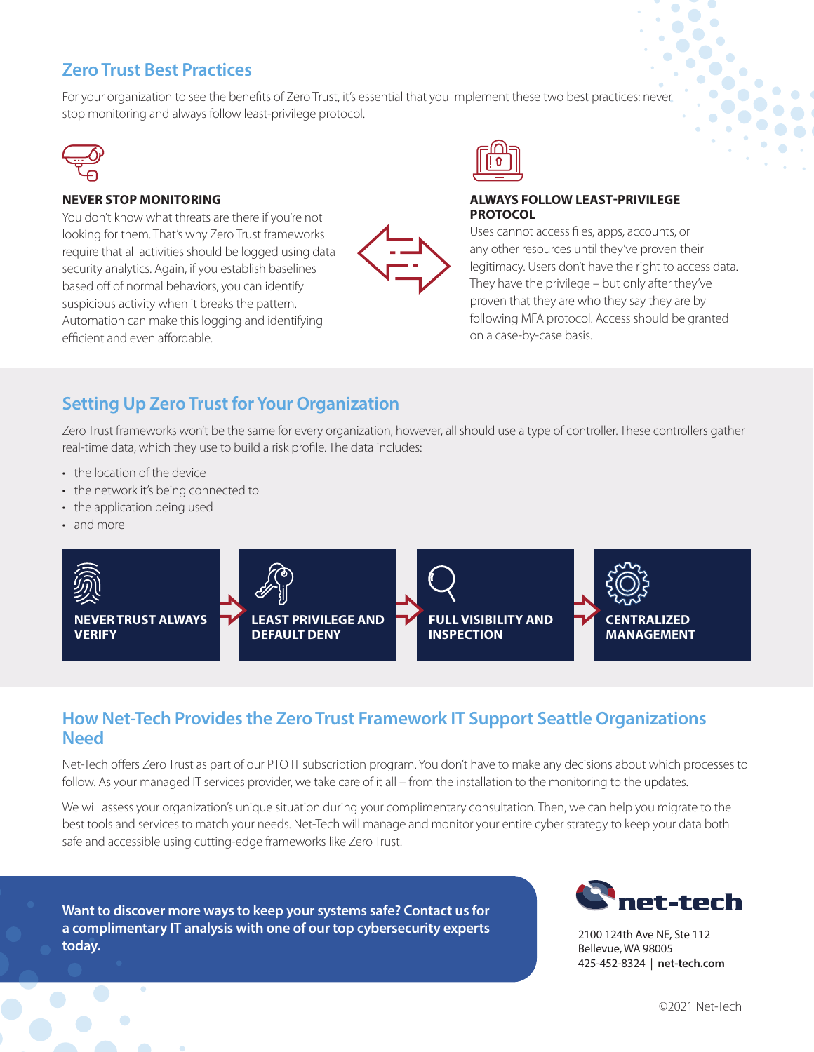## Zero Trust Best Practices

For your organization to see the benefits of Zero Trust, it's essential that you implement these two best practices: never stop monitoring and always follow least-privilege protocol.

**NEVER STOP MONITORING**

You don't know what threats are there if you're not looking for them. That's why Zero Trust frameworks require that all activities should be logged using data security analytics. Again, if you establish baselines based off of normal behaviors, you can identify suspicious activity when it breaks the pattern. Automation can make this logging and identifying efficient and even affordable.

**ALWAYS FOLLOW LEAST-PRIVILEGE PROTOCOL**

Uses cannot access files, apps, accounts, or any other resources until they've proven their legitimacy. Users don't have the right to access data. They have the privilege – but only after they've proven that they are who they say they are by following MFA protocol. Access should be granted on a case-by-case basis.

## Setting Up Zero Trust for Your Organization

Zero Trust frameworks won't be the same for every organization, however, all should use a type of controller. These controllers gather real-time data, which they use to build a risk profile. The data includes:

- the location of the device
- the network it's being connected to
- the application being used
- and more

**NEVER TRUST ALWAYS VERIFY** → **LEAST PRIVILEGE AND DEFAULT DENY** → **FULL VISIBILITY AND INSPECTION** → **CENTRALIZED MANAGEMENT**

## How Net-Tech Provides the Zero Trust Framework IT Support Seattle Organizations Need

Net-Tech offers Zero Trust as part of our PTO IT subscription program. You don't have to make any decisions about which processes to follow. As your managed IT services provider, we take care of it all – from the installation to the monitoring to the updates.

We will assess your organization's unique situation during your complimentary consultation. Then, we can help you migrate to the best tools and services to match your needs. Net-Tech will manage and monitor your entire cyber strategy to keep your data both safe and accessible using cutting-edge frameworks like Zero Trust.

**Want to discover more ways to keep your systems safe? Contact us for a complimentary IT analysis with one of our top cybersecurity experts today.**

net-tech

2100 124th Ave NE, Ste 112
Bellevue, WA 98005
425-452-8324 | **net-tech.com**

©2021 Net-Tech